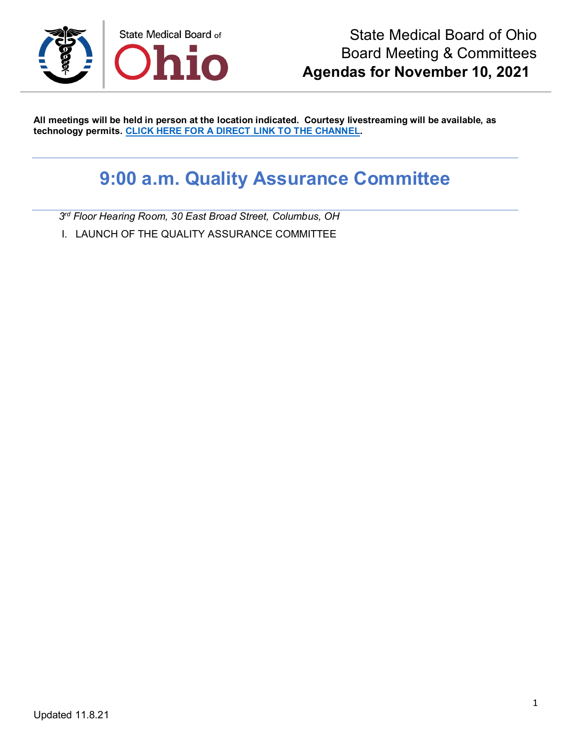State Medical Board of Ohio

# State Medical Board of Ohio
# Board Meeting & Committees
# **Agendas for November 10, 2021**

**All meetings will be held in person at the location indicated. Courtesy livestreaming will be available, as technology permits. [CLICK HERE FOR A DIRECT LINK TO THE CHANNEL](#).**

## 9:00 a.m. Quality Assurance Committee

*3rd Floor Hearing Room, 30 East Broad Street, Columbus, OH*

I. LAUNCH OF THE QUALITY ASSURANCE COMMITTEE

Updated 11.8.21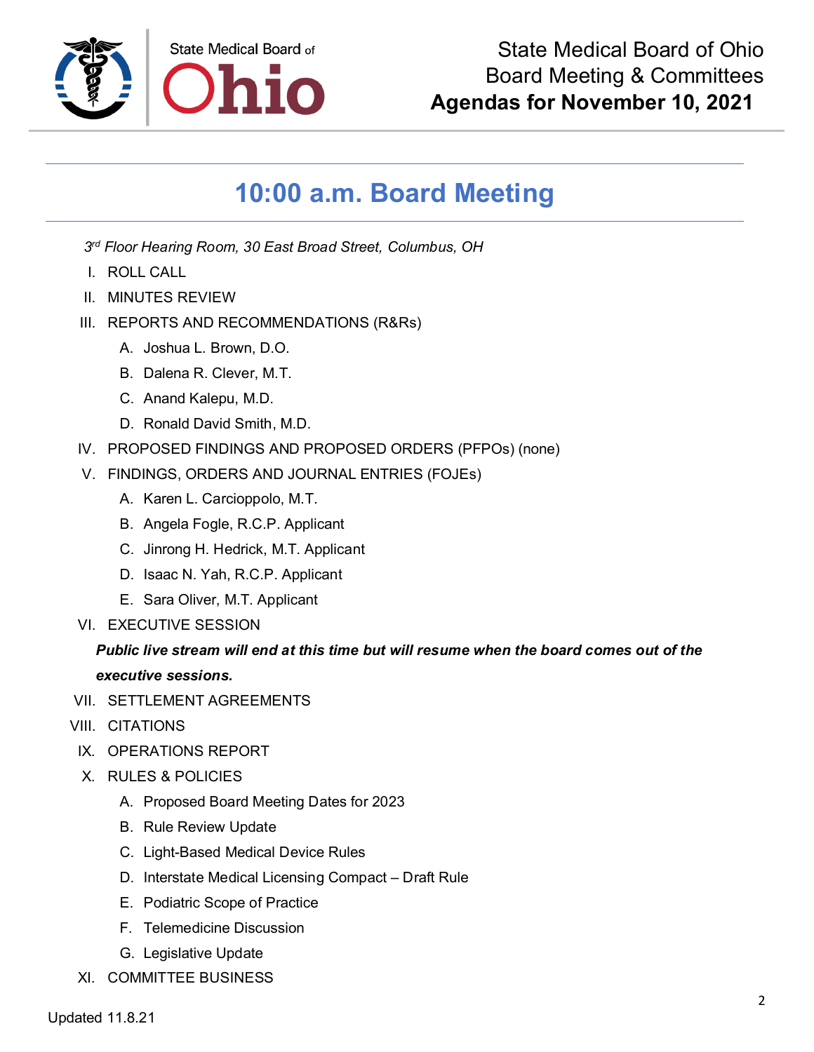State Medical Board of Ohio
Board Meeting & Committees
**Agendas for November 10, 2021**

## 10:00 a.m. Board Meeting

*3rd Floor Hearing Room, 30 East Broad Street, Columbus, OH*

I. ROLL CALL

II. MINUTES REVIEW

III. REPORTS AND RECOMMENDATIONS (R&Rs)

   A. Joshua L. Brown, D.O.
   B. Dalena R. Clever, M.T.
   C. Anand Kalepu, M.D.
   D. Ronald David Smith, M.D.

IV. PROPOSED FINDINGS AND PROPOSED ORDERS (PFPOs) (none)

V. FINDINGS, ORDERS AND JOURNAL ENTRIES (FOJEs)

   A. Karen L. Carcioppolo, M.T.
   B. Angela Fogle, R.C.P. Applicant
   C. Jinrong H. Hedrick, M.T. Applicant
   D. Isaac N. Yah, R.C.P. Applicant
   E. Sara Oliver, M.T. Applicant

VI. EXECUTIVE SESSION

***Public live stream will end at this time but will resume when the board comes out of the executive sessions.***

VII. SETTLEMENT AGREEMENTS

VIII. CITATIONS

IX. OPERATIONS REPORT

X. RULES & POLICIES

   A. Proposed Board Meeting Dates for 2023
   B. Rule Review Update
   C. Light-Based Medical Device Rules
   D. Interstate Medical Licensing Compact – Draft Rule
   E. Podiatric Scope of Practice
   F. Telemedicine Discussion
   G. Legislative Update

XI. COMMITTEE BUSINESS

Updated 11.8.21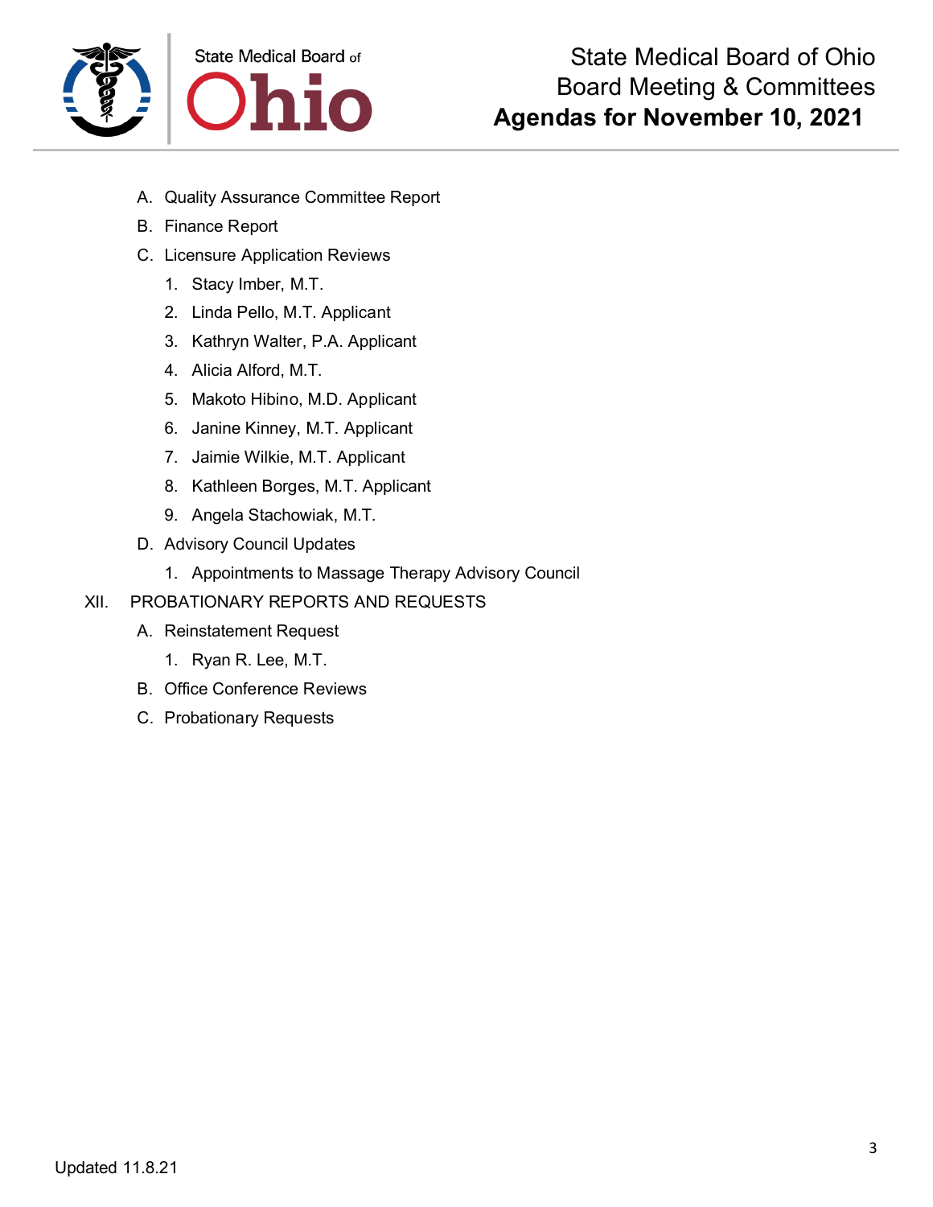A. Quality Assurance Committee Report

B. Finance Report

C. Licensure Application Reviews

   1. Stacy Imber, M.T.
   2. Linda Pello, M.T. Applicant
   3. Kathryn Walter, P.A. Applicant
   4. Alicia Alford, M.T.
   5. Makoto Hibino, M.D. Applicant
   6. Janine Kinney, M.T. Applicant
   7. Jaimie Wilkie, M.T. Applicant
   8. Kathleen Borges, M.T. Applicant
   9. Angela Stachowiak, M.T.

D. Advisory Council Updates

   1. Appointments to Massage Therapy Advisory Council

XII. PROBATIONARY REPORTS AND REQUESTS

A. Reinstatement Request

   1. Ryan R. Lee, M.T.

B. Office Conference Reviews

C. Probationary Requests

Updated 11.8.21